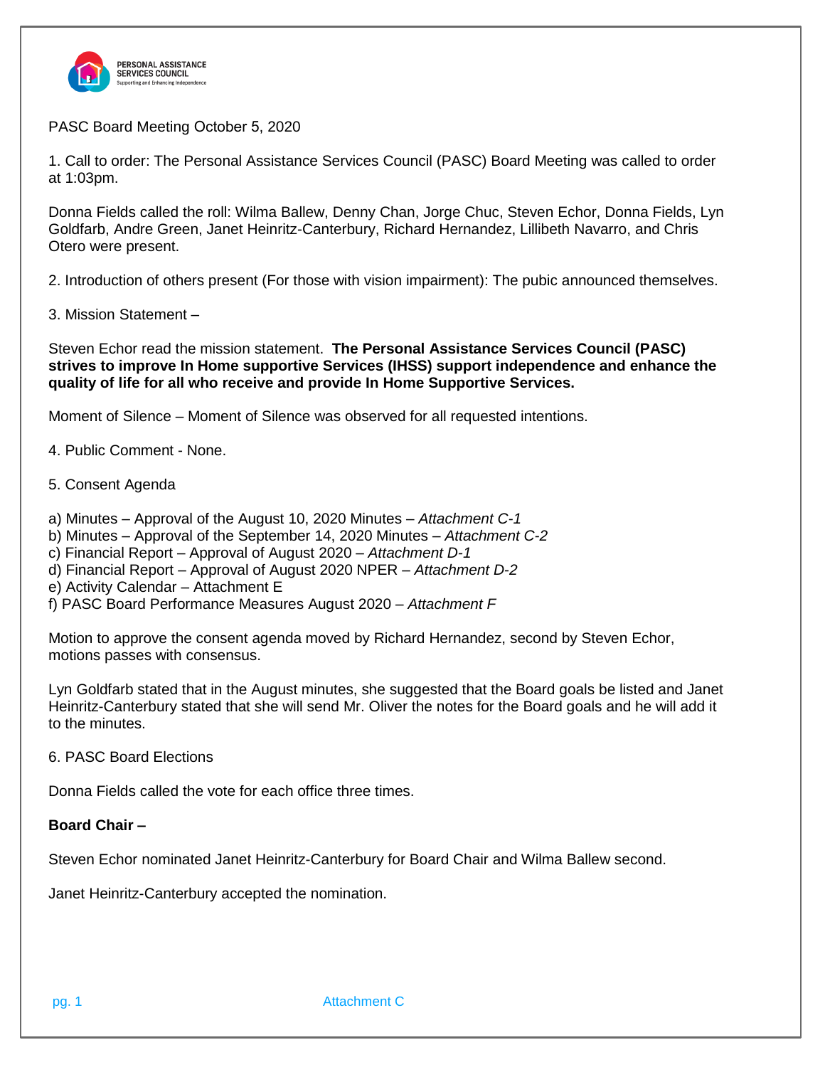PERSONAL ASSISTANCE SERVICES COUNCIL
Supporting and Enhancing Independence

PASC Board Meeting October 5, 2020

1. Call to order: The Personal Assistance Services Council (PASC) Board Meeting was called to order at 1:03pm.

Donna Fields called the roll: Wilma Ballew, Denny Chan, Jorge Chuc, Steven Echor, Donna Fields, Lyn Goldfarb, Andre Green, Janet Heinritz-Canterbury, Richard Hernandez, Lillibeth Navarro, and Chris Otero were present.

2. Introduction of others present (For those with vision impairment): The pubic announced themselves.

3. Mission Statement –

Steven Echor read the mission statement. **The Personal Assistance Services Council (PASC) strives to improve In Home supportive Services (IHSS) support independence and enhance the quality of life for all who receive and provide In Home Supportive Services.**

Moment of Silence – Moment of Silence was observed for all requested intentions.

4. Public Comment - None.

5. Consent Agenda

a) Minutes – Approval of the August 10, 2020 Minutes – *Attachment C-1*
b) Minutes – Approval of the September 14, 2020 Minutes – *Attachment C-2*
c) Financial Report – Approval of August 2020 – *Attachment D-1*
d) Financial Report – Approval of August 2020 NPER – *Attachment D-2*
e) Activity Calendar – Attachment E
f) PASC Board Performance Measures August 2020 – *Attachment F*

Motion to approve the consent agenda moved by Richard Hernandez, second by Steven Echor, motions passes with consensus.

Lyn Goldfarb stated that in the August minutes, she suggested that the Board goals be listed and Janet Heinritz-Canterbury stated that she will send Mr. Oliver the notes for the Board goals and he will add it to the minutes.

6. PASC Board Elections

Donna Fields called the vote for each office three times.

**Board Chair –**

Steven Echor nominated Janet Heinritz-Canterbury for Board Chair and Wilma Ballew second.

Janet Heinritz-Canterbury accepted the nomination.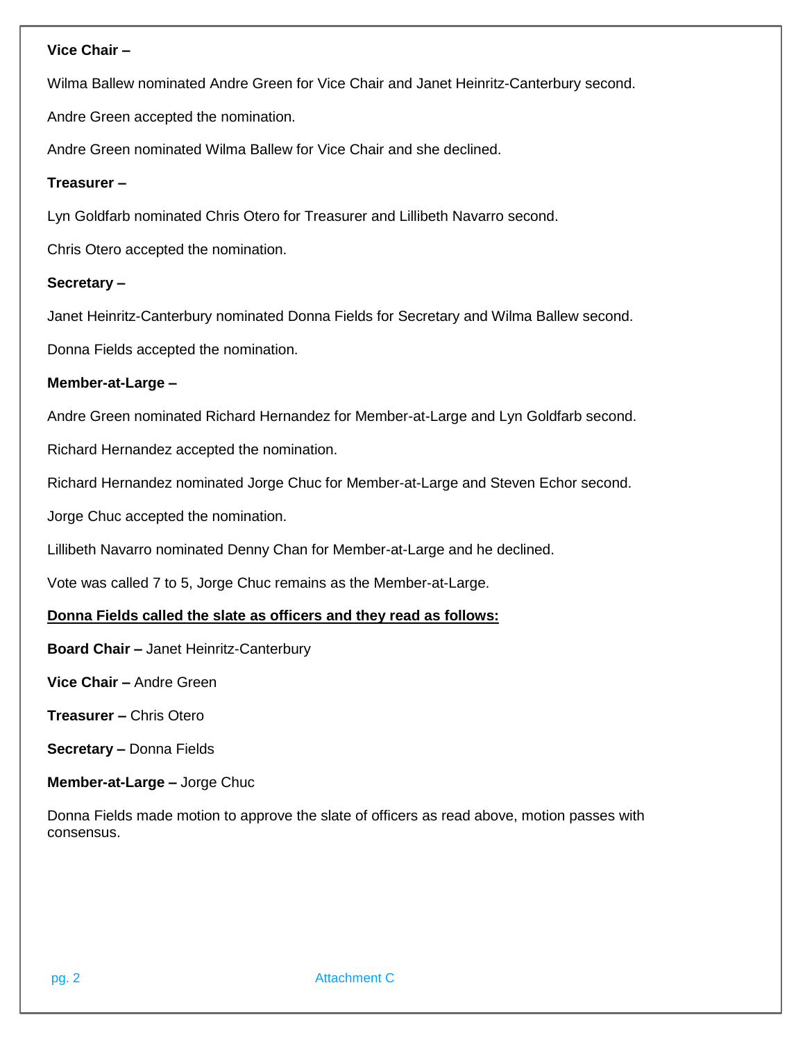**Vice Chair –**

Wilma Ballew nominated Andre Green for Vice Chair and Janet Heinritz-Canterbury second.

Andre Green accepted the nomination.

Andre Green nominated Wilma Ballew for Vice Chair and she declined.

**Treasurer –**

Lyn Goldfarb nominated Chris Otero for Treasurer and Lillibeth Navarro second.

Chris Otero accepted the nomination.

**Secretary –**

Janet Heinritz-Canterbury nominated Donna Fields for Secretary and Wilma Ballew second.

Donna Fields accepted the nomination.

**Member-at-Large –**

Andre Green nominated Richard Hernandez for Member-at-Large and Lyn Goldfarb second.

Richard Hernandez accepted the nomination.

Richard Hernandez nominated Jorge Chuc for Member-at-Large and Steven Echor second.

Jorge Chuc accepted the nomination.

Lillibeth Navarro nominated Denny Chan for Member-at-Large and he declined.

Vote was called 7 to 5, Jorge Chuc remains as the Member-at-Large.

**Donna Fields called the slate as officers and they read as follows:**

**Board Chair –** Janet Heinritz-Canterbury

**Vice Chair –** Andre Green

**Treasurer –** Chris Otero

**Secretary –** Donna Fields

**Member-at-Large –** Jorge Chuc

Donna Fields made motion to approve the slate of officers as read above, motion passes with consensus.

Attachment C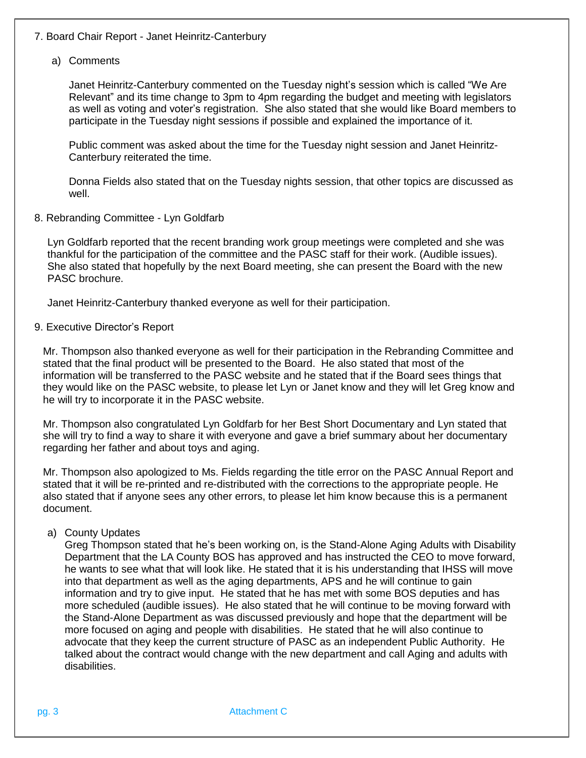7. Board Chair Report - Janet Heinritz-Canterbury

   a) Comments

      Janet Heinritz-Canterbury commented on the Tuesday night's session which is called "We Are Relevant" and its time change to 3pm to 4pm regarding the budget and meeting with legislators as well as voting and voter's registration. She also stated that she would like Board members to participate in the Tuesday night sessions if possible and explained the importance of it.

      Public comment was asked about the time for the Tuesday night session and Janet Heinritz-Canterbury reiterated the time.

      Donna Fields also stated that on the Tuesday nights session, that other topics are discussed as well.

8. Rebranding Committee - Lyn Goldfarb

   Lyn Goldfarb reported that the recent branding work group meetings were completed and she was thankful for the participation of the committee and the PASC staff for their work. (Audible issues). She also stated that hopefully by the next Board meeting, she can present the Board with the new PASC brochure.

   Janet Heinritz-Canterbury thanked everyone as well for their participation.

9. Executive Director's Report

   Mr. Thompson also thanked everyone as well for their participation in the Rebranding Committee and stated that the final product will be presented to the Board. He also stated that most of the information will be transferred to the PASC website and he stated that if the Board sees things that they would like on the PASC website, to please let Lyn or Janet know and they will let Greg know and he will try to incorporate it in the PASC website.

   Mr. Thompson also congratulated Lyn Goldfarb for her Best Short Documentary and Lyn stated that she will try to find a way to share it with everyone and gave a brief summary about her documentary regarding her father and about toys and aging.

   Mr. Thompson also apologized to Ms. Fields regarding the title error on the PASC Annual Report and stated that it will be re-printed and re-distributed with the corrections to the appropriate people. He also stated that if anyone sees any other errors, to please let him know because this is a permanent document.

   a) County Updates

      Greg Thompson stated that he's been working on, is the Stand-Alone Aging Adults with Disability Department that the LA County BOS has approved and has instructed the CEO to move forward, he wants to see what that will look like. He stated that it is his understanding that IHSS will move into that department as well as the aging departments, APS and he will continue to gain information and try to give input. He stated that he has met with some BOS deputies and has more scheduled (audible issues). He also stated that he will continue to be moving forward with the Stand-Alone Department as was discussed previously and hope that the department will be more focused on aging and people with disabilities. He stated that he will also continue to advocate that they keep the current structure of PASC as an independent Public Authority. He talked about the contract would change with the new department and call Aging and adults with disabilities.

Attachment C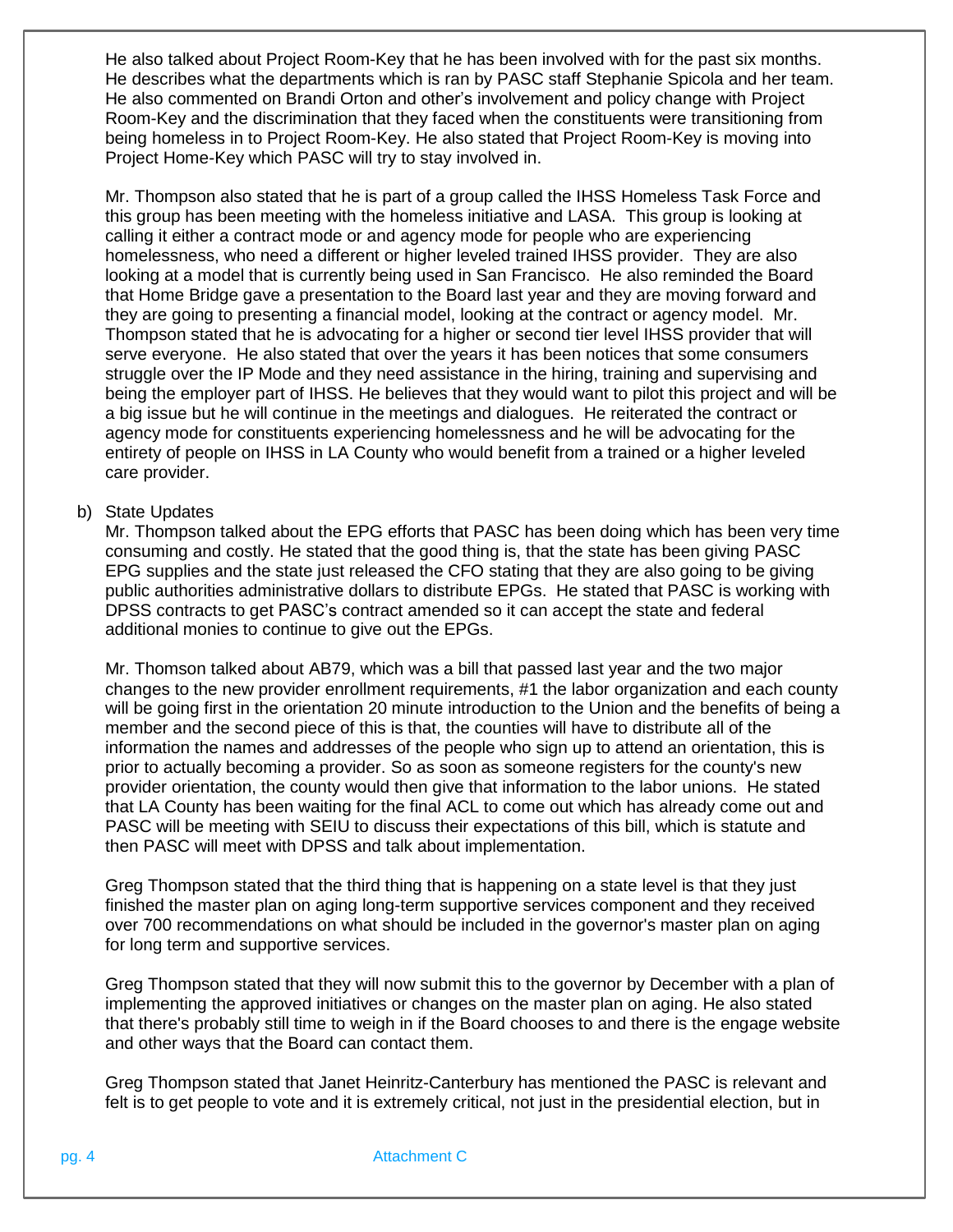He also talked about Project Room-Key that he has been involved with for the past six months. He describes what the departments which is ran by PASC staff Stephanie Spicola and her team. He also commented on Brandi Orton and other's involvement and policy change with Project Room-Key and the discrimination that they faced when the constituents were transitioning from being homeless in to Project Room-Key. He also stated that Project Room-Key is moving into Project Home-Key which PASC will try to stay involved in.

Mr. Thompson also stated that he is part of a group called the IHSS Homeless Task Force and this group has been meeting with the homeless initiative and LASA. This group is looking at calling it either a contract mode or and agency mode for people who are experiencing homelessness, who need a different or higher leveled trained IHSS provider. They are also looking at a model that is currently being used in San Francisco. He also reminded the Board that Home Bridge gave a presentation to the Board last year and they are moving forward and they are going to presenting a financial model, looking at the contract or agency model. Mr. Thompson stated that he is advocating for a higher or second tier level IHSS provider that will serve everyone. He also stated that over the years it has been notices that some consumers struggle over the IP Mode and they need assistance in the hiring, training and supervising and being the employer part of IHSS. He believes that they would want to pilot this project and will be a big issue but he will continue in the meetings and dialogues. He reiterated the contract or agency mode for constituents experiencing homelessness and he will be advocating for the entirety of people on IHSS in LA County who would benefit from a trained or a higher leveled care provider.

b) State Updates

Mr. Thompson talked about the EPG efforts that PASC has been doing which has been very time consuming and costly. He stated that the good thing is, that the state has been giving PASC EPG supplies and the state just released the CFO stating that they are also going to be giving public authorities administrative dollars to distribute EPGs. He stated that PASC is working with DPSS contracts to get PASC's contract amended so it can accept the state and federal additional monies to continue to give out the EPGs.

Mr. Thomson talked about AB79, which was a bill that passed last year and the two major changes to the new provider enrollment requirements, #1 the labor organization and each county will be going first in the orientation 20 minute introduction to the Union and the benefits of being a member and the second piece of this is that, the counties will have to distribute all of the information the names and addresses of the people who sign up to attend an orientation, this is prior to actually becoming a provider. So as soon as someone registers for the county's new provider orientation, the county would then give that information to the labor unions. He stated that LA County has been waiting for the final ACL to come out which has already come out and PASC will be meeting with SEIU to discuss their expectations of this bill, which is statute and then PASC will meet with DPSS and talk about implementation.

Greg Thompson stated that the third thing that is happening on a state level is that they just finished the master plan on aging long-term supportive services component and they received over 700 recommendations on what should be included in the governor's master plan on aging for long term and supportive services.

Greg Thompson stated that they will now submit this to the governor by December with a plan of implementing the approved initiatives or changes on the master plan on aging. He also stated that there's probably still time to weigh in if the Board chooses to and there is the engage website and other ways that the Board can contact them.

Greg Thompson stated that Janet Heinritz-Canterbury has mentioned the PASC is relevant and felt is to get people to vote and it is extremely critical, not just in the presidential election, but in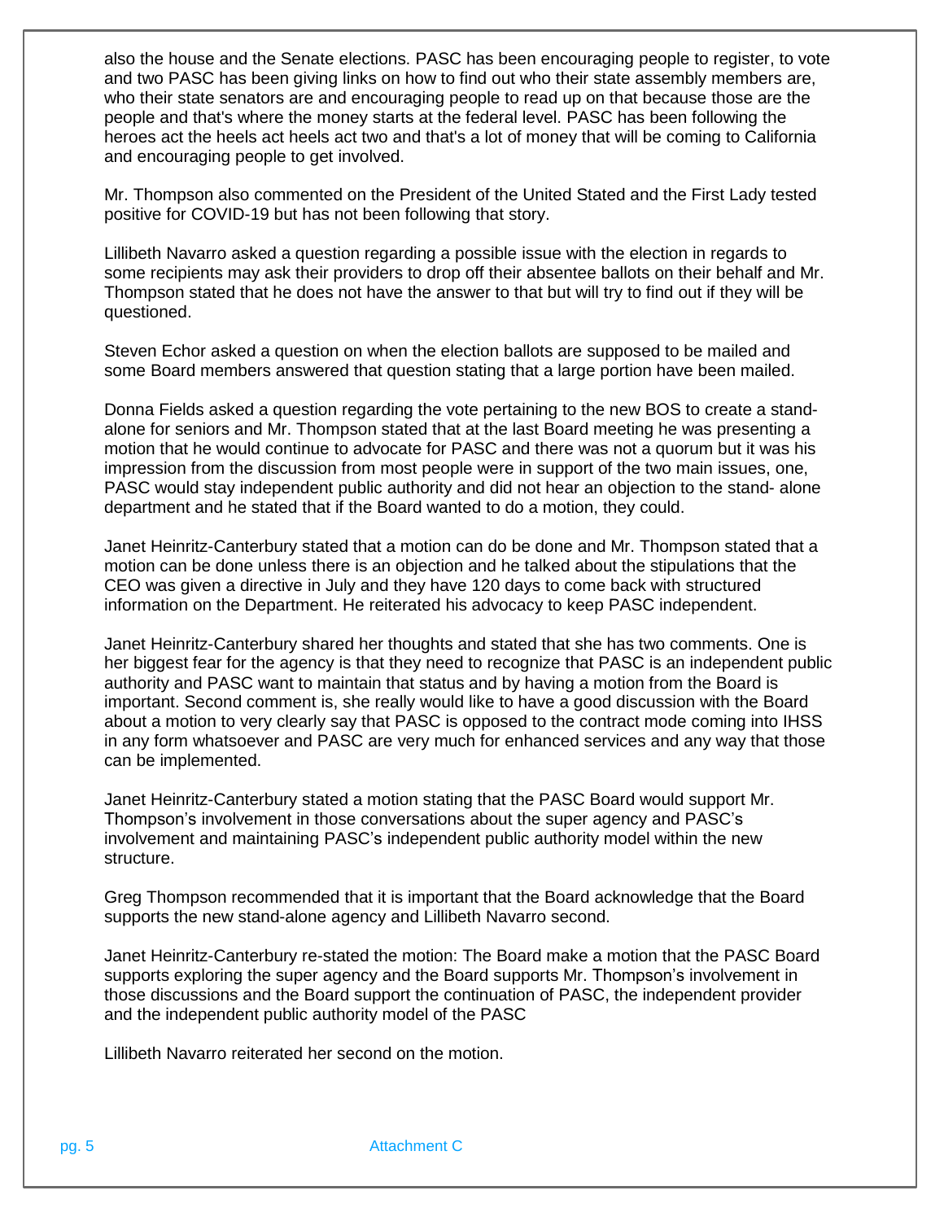also the house and the Senate elections. PASC has been encouraging people to register, to vote and two PASC has been giving links on how to find out who their state assembly members are, who their state senators are and encouraging people to read up on that because those are the people and that's where the money starts at the federal level. PASC has been following the heroes act the heels act heels act two and that's a lot of money that will be coming to California and encouraging people to get involved.

Mr. Thompson also commented on the President of the United Stated and the First Lady tested positive for COVID-19 but has not been following that story.

Lillibeth Navarro asked a question regarding a possible issue with the election in regards to some recipients may ask their providers to drop off their absentee ballots on their behalf and Mr. Thompson stated that he does not have the answer to that but will try to find out if they will be questioned.

Steven Echor asked a question on when the election ballots are supposed to be mailed and some Board members answered that question stating that a large portion have been mailed.

Donna Fields asked a question regarding the vote pertaining to the new BOS to create a stand-alone for seniors and Mr. Thompson stated that at the last Board meeting he was presenting a motion that he would continue to advocate for PASC and there was not a quorum but it was his impression from the discussion from most people were in support of the two main issues, one, PASC would stay independent public authority and did not hear an objection to the stand- alone department and he stated that if the Board wanted to do a motion, they could.

Janet Heinritz-Canterbury stated that a motion can do be done and Mr. Thompson stated that a motion can be done unless there is an objection and he talked about the stipulations that the CEO was given a directive in July and they have 120 days to come back with structured information on the Department. He reiterated his advocacy to keep PASC independent.

Janet Heinritz-Canterbury shared her thoughts and stated that she has two comments. One is her biggest fear for the agency is that they need to recognize that PASC is an independent public authority and PASC want to maintain that status and by having a motion from the Board is important. Second comment is, she really would like to have a good discussion with the Board about a motion to very clearly say that PASC is opposed to the contract mode coming into IHSS in any form whatsoever and PASC are very much for enhanced services and any way that those can be implemented.

Janet Heinritz-Canterbury stated a motion stating that the PASC Board would support Mr. Thompson's involvement in those conversations about the super agency and PASC's involvement and maintaining PASC's independent public authority model within the new structure.

Greg Thompson recommended that it is important that the Board acknowledge that the Board supports the new stand-alone agency and Lillibeth Navarro second.

Janet Heinritz-Canterbury re-stated the motion: The Board make a motion that the PASC Board supports exploring the super agency and the Board supports Mr. Thompson's involvement in those discussions and the Board support the continuation of PASC, the independent provider and the independent public authority model of the PASC

Lillibeth Navarro reiterated her second on the motion.

Attachment C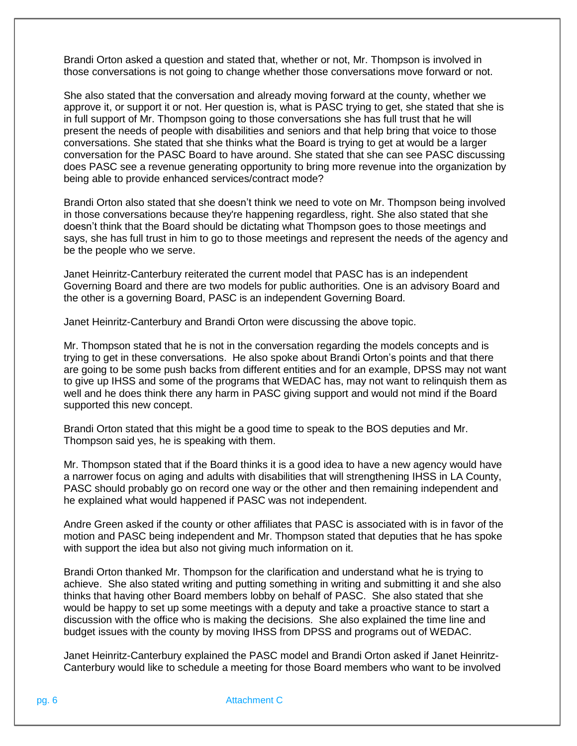Brandi Orton asked a question and stated that, whether or not, Mr. Thompson is involved in those conversations is not going to change whether those conversations move forward or not.

She also stated that the conversation and already moving forward at the county, whether we approve it, or support it or not. Her question is, what is PASC trying to get, she stated that she is in full support of Mr. Thompson going to those conversations she has full trust that he will present the needs of people with disabilities and seniors and that help bring that voice to those conversations. She stated that she thinks what the Board is trying to get at would be a larger conversation for the PASC Board to have around. She stated that she can see PASC discussing does PASC see a revenue generating opportunity to bring more revenue into the organization by being able to provide enhanced services/contract mode?

Brandi Orton also stated that she doesn't think we need to vote on Mr. Thompson being involved in those conversations because they're happening regardless, right. She also stated that she doesn't think that the Board should be dictating what Thompson goes to those meetings and says, she has full trust in him to go to those meetings and represent the needs of the agency and be the people who we serve.

Janet Heinritz-Canterbury reiterated the current model that PASC has is an independent Governing Board and there are two models for public authorities. One is an advisory Board and the other is a governing Board, PASC is an independent Governing Board.

Janet Heinritz-Canterbury and Brandi Orton were discussing the above topic.

Mr. Thompson stated that he is not in the conversation regarding the models concepts and is trying to get in these conversations. He also spoke about Brandi Orton's points and that there are going to be some push backs from different entities and for an example, DPSS may not want to give up IHSS and some of the programs that WEDAC has, may not want to relinquish them as well and he does think there any harm in PASC giving support and would not mind if the Board supported this new concept.

Brandi Orton stated that this might be a good time to speak to the BOS deputies and Mr. Thompson said yes, he is speaking with them.

Mr. Thompson stated that if the Board thinks it is a good idea to have a new agency would have a narrower focus on aging and adults with disabilities that will strengthening IHSS in LA County, PASC should probably go on record one way or the other and then remaining independent and he explained what would happened if PASC was not independent.

Andre Green asked if the county or other affiliates that PASC is associated with is in favor of the motion and PASC being independent and Mr. Thompson stated that deputies that he has spoke with support the idea but also not giving much information on it.

Brandi Orton thanked Mr. Thompson for the clarification and understand what he is trying to achieve. She also stated writing and putting something in writing and submitting it and she also thinks that having other Board members lobby on behalf of PASC. She also stated that she would be happy to set up some meetings with a deputy and take a proactive stance to start a discussion with the office who is making the decisions. She also explained the time line and budget issues with the county by moving IHSS from DPSS and programs out of WEDAC.

Janet Heinritz-Canterbury explained the PASC model and Brandi Orton asked if Janet Heinritz-Canterbury would like to schedule a meeting for those Board members who want to be involved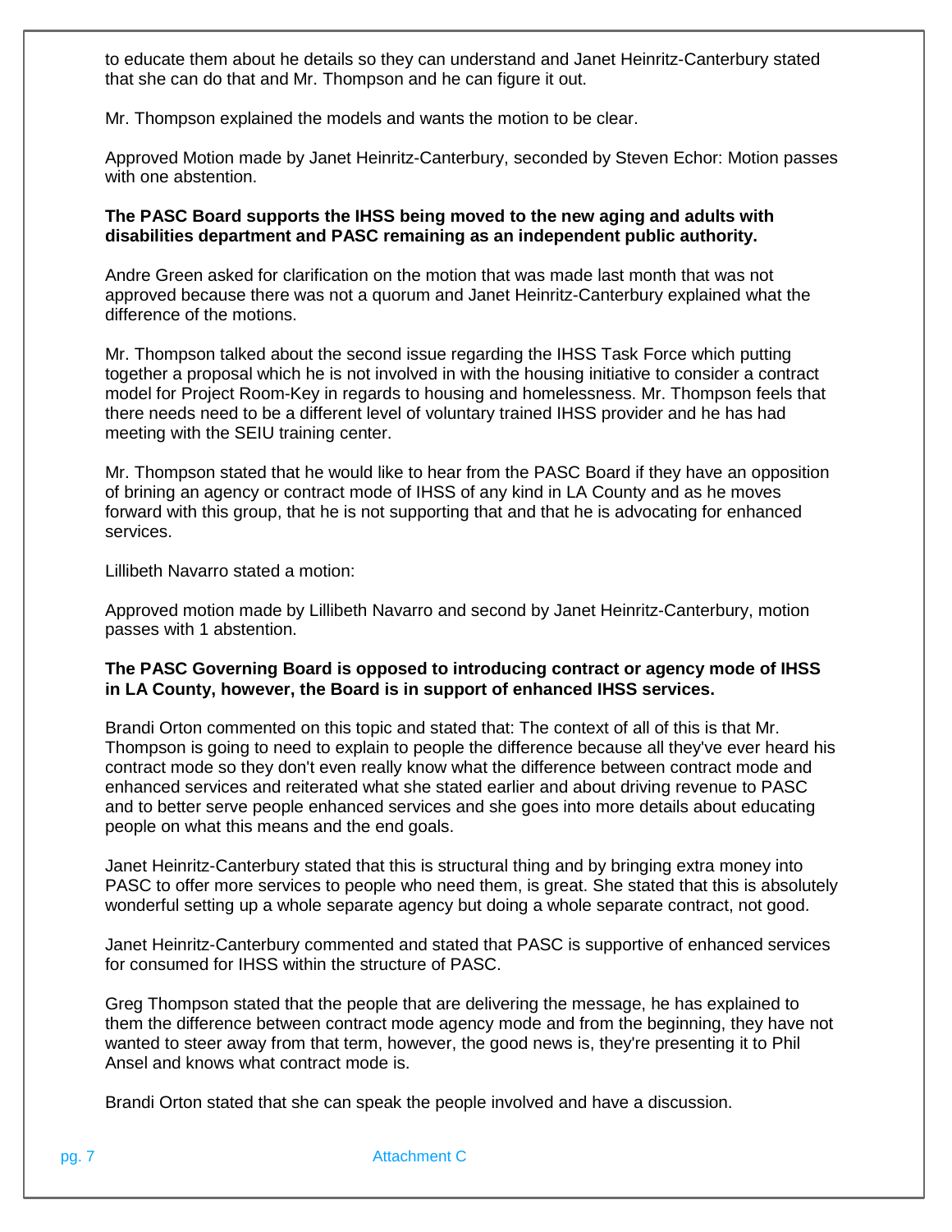to educate them about he details so they can understand and Janet Heinritz-Canterbury stated that she can do that and Mr. Thompson and he can figure it out.

Mr. Thompson explained the models and wants the motion to be clear.

Approved Motion made by Janet Heinritz-Canterbury, seconded by Steven Echor: Motion passes with one abstention.

**The PASC Board supports the IHSS being moved to the new aging and adults with disabilities department and PASC remaining as an independent public authority.**

Andre Green asked for clarification on the motion that was made last month that was not approved because there was not a quorum and Janet Heinritz-Canterbury explained what the difference of the motions.

Mr. Thompson talked about the second issue regarding the IHSS Task Force which putting together a proposal which he is not involved in with the housing initiative to consider a contract model for Project Room-Key in regards to housing and homelessness. Mr. Thompson feels that there needs need to be a different level of voluntary trained IHSS provider and he has had meeting with the SEIU training center.

Mr. Thompson stated that he would like to hear from the PASC Board if they have an opposition of brining an agency or contract mode of IHSS of any kind in LA County and as he moves forward with this group, that he is not supporting that and that he is advocating for enhanced services.

Lillibeth Navarro stated a motion:

Approved motion made by Lillibeth Navarro and second by Janet Heinritz-Canterbury, motion passes with 1 abstention.

**The PASC Governing Board is opposed to introducing contract or agency mode of IHSS in LA County, however, the Board is in support of enhanced IHSS services.**

Brandi Orton commented on this topic and stated that: The context of all of this is that Mr. Thompson is going to need to explain to people the difference because all they've ever heard his contract mode so they don't even really know what the difference between contract mode and enhanced services and reiterated what she stated earlier and about driving revenue to PASC and to better serve people enhanced services and she goes into more details about educating people on what this means and the end goals.

Janet Heinritz-Canterbury stated that this is structural thing and by bringing extra money into PASC to offer more services to people who need them, is great. She stated that this is absolutely wonderful setting up a whole separate agency but doing a whole separate contract, not good.

Janet Heinritz-Canterbury commented and stated that PASC is supportive of enhanced services for consumed for IHSS within the structure of PASC.

Greg Thompson stated that the people that are delivering the message, he has explained to them the difference between contract mode agency mode and from the beginning, they have not wanted to steer away from that term, however, the good news is, they're presenting it to Phil Ansel and knows what contract mode is.

Brandi Orton stated that she can speak the people involved and have a discussion.

Attachment C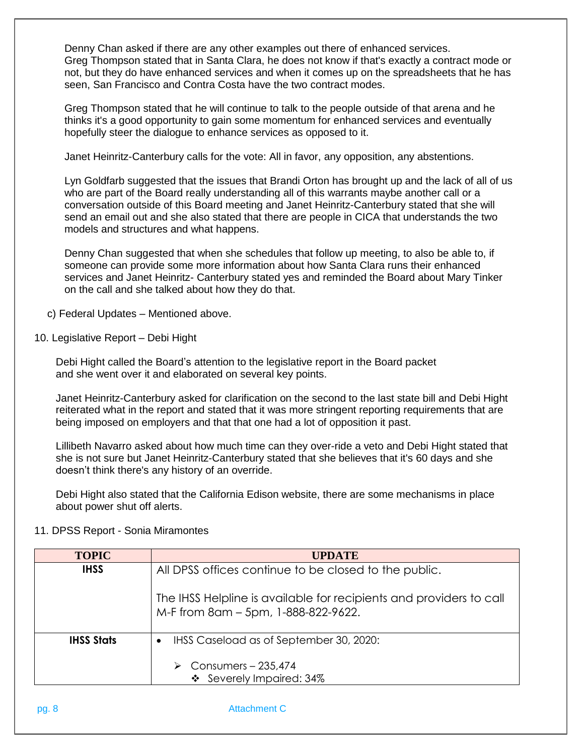Denny Chan asked if there are any other examples out there of enhanced services. Greg Thompson stated that in Santa Clara, he does not know if that's exactly a contract mode or not, but they do have enhanced services and when it comes up on the spreadsheets that he has seen, San Francisco and Contra Costa have the two contract modes.

Greg Thompson stated that he will continue to talk to the people outside of that arena and he thinks it's a good opportunity to gain some momentum for enhanced services and eventually hopefully steer the dialogue to enhance services as opposed to it.

Janet Heinritz-Canterbury calls for the vote: All in favor, any opposition, any abstentions.

Lyn Goldfarb suggested that the issues that Brandi Orton has brought up and the lack of all of us who are part of the Board really understanding all of this warrants maybe another call or a conversation outside of this Board meeting and Janet Heinritz-Canterbury stated that she will send an email out and she also stated that there are people in CICA that understands the two models and structures and what happens.

Denny Chan suggested that when she schedules that follow up meeting, to also be able to, if someone can provide some more information about how Santa Clara runs their enhanced services and Janet Heinritz- Canterbury stated yes and reminded the Board about Mary Tinker on the call and she talked about how they do that.

c) Federal Updates – Mentioned above.

10. Legislative Report – Debi Hight

Debi Hight called the Board's attention to the legislative report in the Board packet and she went over it and elaborated on several key points.

Janet Heinritz-Canterbury asked for clarification on the second to the last state bill and Debi Hight reiterated what in the report and stated that it was more stringent reporting requirements that are being imposed on employers and that that one had a lot of opposition it past.

Lillibeth Navarro asked about how much time can they over-ride a veto and Debi Hight stated that she is not sure but Janet Heinritz-Canterbury stated that she believes that it's 60 days and she doesn't think there's any history of an override.

Debi Hight also stated that the California Edison website, there are some mechanisms in place about power shut off alerts.

11. DPSS Report - Sonia Miramontes

| TOPIC | UPDATE |
|---|---|
| **IHSS** | All DPSS offices continue to be closed to the public.<br><br>The IHSS Helpline is available for recipients and providers to call M-F from 8am – 5pm, 1-888-822-9622. |
| **IHSS Stats** | • IHSS Caseload as of September 30, 2020:<br>➢ Consumers – 235,474<br>❖ Severely Impaired: 34% |

Attachment C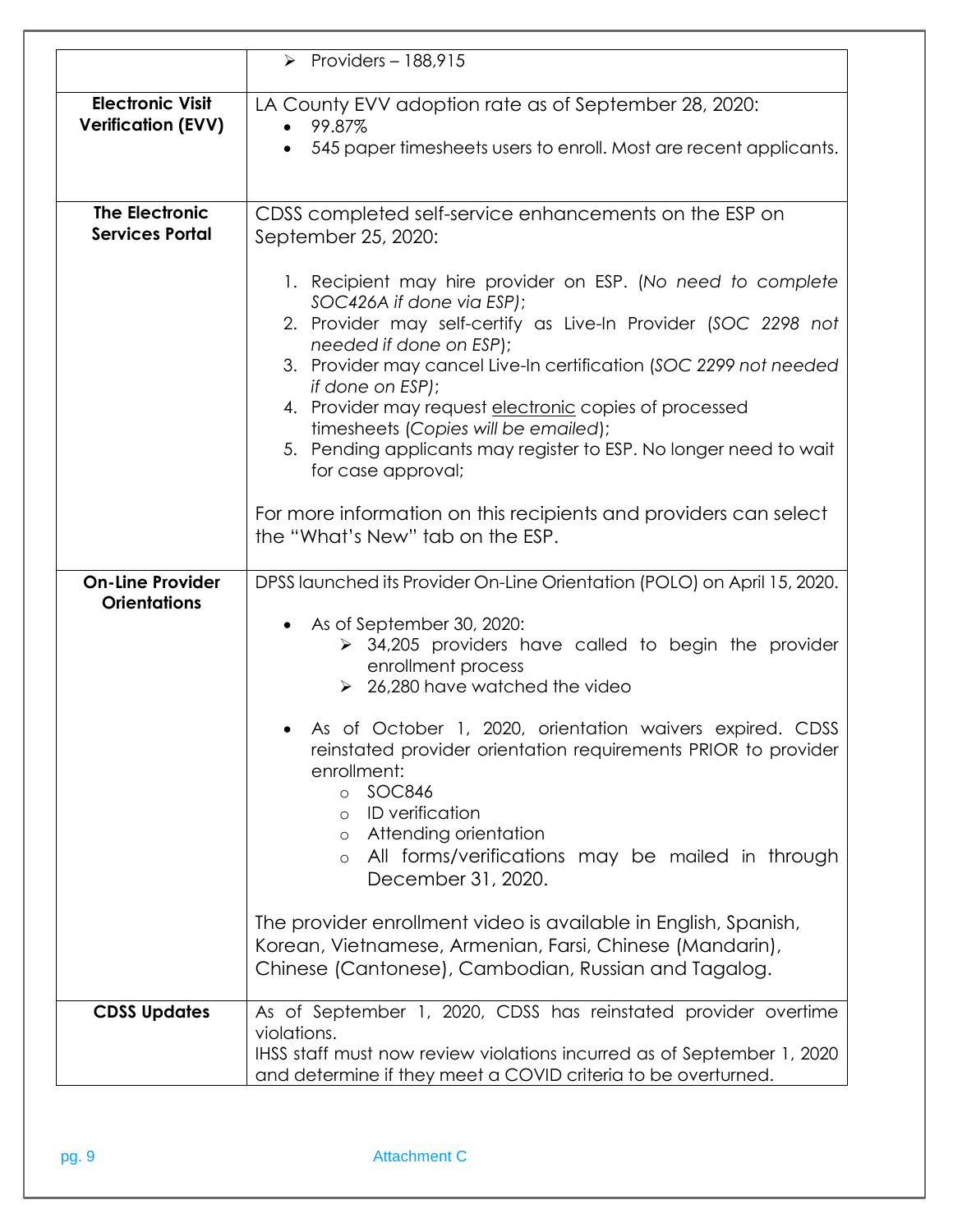| | |
|---|---|
| | ➢ Providers – 188,915 |
| **Electronic Visit Verification (EVV)** | LA County EVV adoption rate as of September 28, 2020:<br>• 99.87%<br>• 545 paper timesheets users to enroll. Most are recent applicants. |
| **The Electronic Services Portal** | CDSS completed self-service enhancements on the ESP on September 25, 2020:<br><br>1. Recipient may hire provider on ESP. (*No need to complete SOC426A if done via ESP)*;<br>2. Provider may self-certify as Live-In Provider (*SOC 2298 not needed if done on ESP*);<br>3. Provider may cancel Live-In certification (*SOC 2299 not needed if done on ESP)*;<br>4. Provider may request <u>electronic</u> copies of processed timesheets (*Copies will be emailed*);<br>5. Pending applicants may register to ESP. No longer need to wait for case approval;<br><br>For more information on this recipients and providers can select the "What's New" tab on the ESP. |
| **On-Line Provider Orientations** | DPSS launched its Provider On-Line Orientation (POLO) on April 15, 2020.<br><br>• As of September 30, 2020:<br>  ➢ 34,205 providers have called to begin the provider enrollment process<br>  ➢ 26,280 have watched the video<br><br>• As of October 1, 2020, orientation waivers expired. CDSS reinstated provider orientation requirements PRIOR to provider enrollment:<br>  ○ SOC846<br>  ○ ID verification<br>  ○ Attending orientation<br>  ○ All forms/verifications may be mailed in through December 31, 2020.<br><br>The provider enrollment video is available in English, Spanish, Korean, Vietnamese, Armenian, Farsi, Chinese (Mandarin), Chinese (Cantonese), Cambodian, Russian and Tagalog. |
| **CDSS Updates** | As of September 1, 2020, CDSS has reinstated provider overtime violations.<br>IHSS staff must now review violations incurred as of September 1, 2020 and determine if they meet a COVID criteria to be overturned. |

Attachment C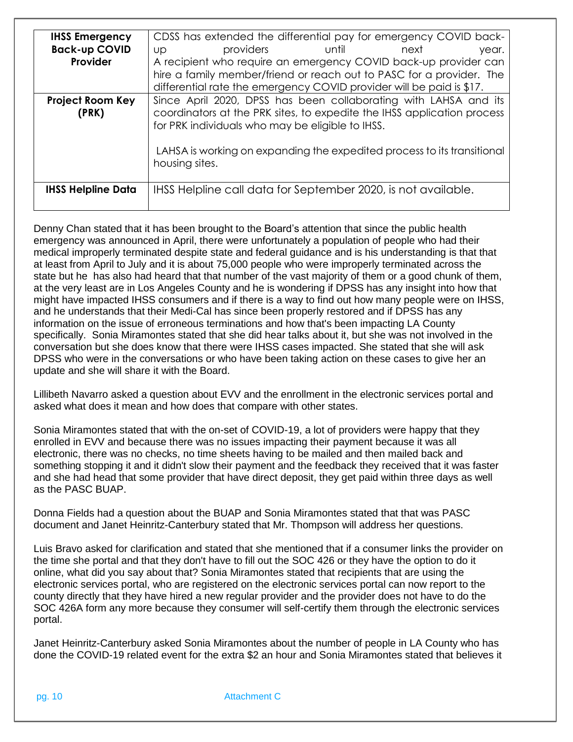| | |
|---|---|
| **IHSS Emergency Back-up COVID Provider** | CDSS has extended the differential pay for emergency COVID back-up providers until next year. A recipient who require an emergency COVID back-up provider can hire a family member/friend or reach out to PASC for a provider. The differential rate the emergency COVID provider will be paid is $17. |
| **Project Room Key (PRK)** | Since April 2020, DPSS has been collaborating with LAHSA and its coordinators at the PRK sites, to expedite the IHSS application process for PRK individuals who may be eligible to IHSS.<br><br>LAHSA is working on expanding the expedited process to its transitional housing sites. |
| **IHSS Helpline Data** | IHSS Helpline call data for September 2020, is not available. |

Denny Chan stated that it has been brought to the Board's attention that since the public health emergency was announced in April, there were unfortunately a population of people who had their medical improperly terminated despite state and federal guidance and is his understanding is that that at least from April to July and it is about 75,000 people who were improperly terminated across the state but he has also had heard that that number of the vast majority of them or a good chunk of them, at the very least are in Los Angeles County and he is wondering if DPSS has any insight into how that might have impacted IHSS consumers and if there is a way to find out how many people were on IHSS, and he understands that their Medi-Cal has since been properly restored and if DPSS has any information on the issue of erroneous terminations and how that's been impacting LA County specifically. Sonia Miramontes stated that she did hear talks about it, but she was not involved in the conversation but she does know that there were IHSS cases impacted. She stated that she will ask DPSS who were in the conversations or who have been taking action on these cases to give her an update and she will share it with the Board.

Lillibeth Navarro asked a question about EVV and the enrollment in the electronic services portal and asked what does it mean and how does that compare with other states.

Sonia Miramontes stated that with the on-set of COVID-19, a lot of providers were happy that they enrolled in EVV and because there was no issues impacting their payment because it was all electronic, there was no checks, no time sheets having to be mailed and then mailed back and something stopping it and it didn't slow their payment and the feedback they received that it was faster and she had head that some provider that have direct deposit, they get paid within three days as well as the PASC BUAP.

Donna Fields had a question about the BUAP and Sonia Miramontes stated that that was PASC document and Janet Heinritz-Canterbury stated that Mr. Thompson will address her questions.

Luis Bravo asked for clarification and stated that she mentioned that if a consumer links the provider on the time she portal and that they don't have to fill out the SOC 426 or they have the option to do it online, what did you say about that? Sonia Miramontes stated that recipients that are using the electronic services portal, who are registered on the electronic services portal can now report to the county directly that they have hired a new regular provider and the provider does not have to do the SOC 426A form any more because they consumer will self-certify them through the electronic services portal.

Janet Heinritz-Canterbury asked Sonia Miramontes about the number of people in LA County who has done the COVID-19 related event for the extra $2 an hour and Sonia Miramontes stated that believes it

Attachment C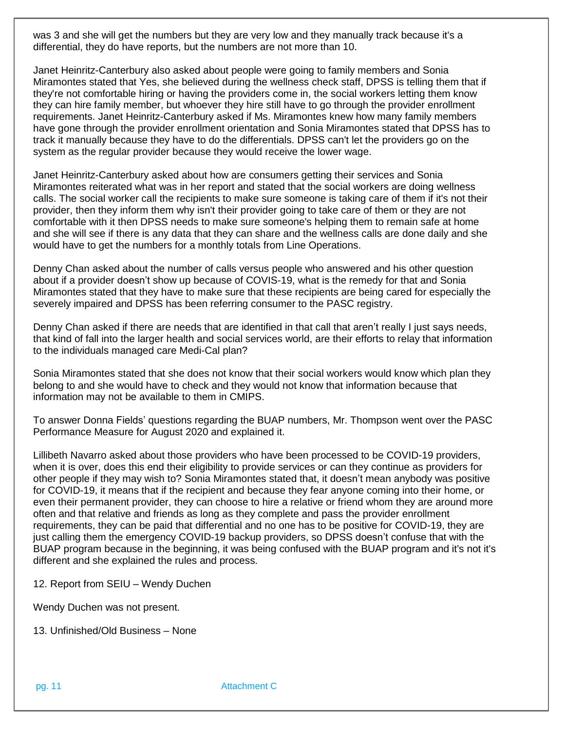was 3 and she will get the numbers but they are very low and they manually track because it's a differential, they do have reports, but the numbers are not more than 10.

Janet Heinritz-Canterbury also asked about people were going to family members and Sonia Miramontes stated that Yes, she believed during the wellness check staff, DPSS is telling them that if they're not comfortable hiring or having the providers come in, the social workers letting them know they can hire family member, but whoever they hire still have to go through the provider enrollment requirements. Janet Heinritz-Canterbury asked if Ms. Miramontes knew how many family members have gone through the provider enrollment orientation and Sonia Miramontes stated that DPSS has to track it manually because they have to do the differentials. DPSS can't let the providers go on the system as the regular provider because they would receive the lower wage.

Janet Heinritz-Canterbury asked about how are consumers getting their services and Sonia Miramontes reiterated what was in her report and stated that the social workers are doing wellness calls. The social worker call the recipients to make sure someone is taking care of them if it's not their provider, then they inform them why isn't their provider going to take care of them or they are not comfortable with it then DPSS needs to make sure someone's helping them to remain safe at home and she will see if there is any data that they can share and the wellness calls are done daily and she would have to get the numbers for a monthly totals from Line Operations.

Denny Chan asked about the number of calls versus people who answered and his other question about if a provider doesn't show up because of COVIS-19, what is the remedy for that and Sonia Miramontes stated that they have to make sure that these recipients are being cared for especially the severely impaired and DPSS has been referring consumer to the PASC registry.

Denny Chan asked if there are needs that are identified in that call that aren't really I just says needs, that kind of fall into the larger health and social services world, are their efforts to relay that information to the individuals managed care Medi-Cal plan?

Sonia Miramontes stated that she does not know that their social workers would know which plan they belong to and she would have to check and they would not know that information because that information may not be available to them in CMIPS.

To answer Donna Fields' questions regarding the BUAP numbers, Mr. Thompson went over the PASC Performance Measure for August 2020 and explained it.

Lillibeth Navarro asked about those providers who have been processed to be COVID-19 providers, when it is over, does this end their eligibility to provide services or can they continue as providers for other people if they may wish to? Sonia Miramontes stated that, it doesn't mean anybody was positive for COVID-19, it means that if the recipient and because they fear anyone coming into their home, or even their permanent provider, they can choose to hire a relative or friend whom they are around more often and that relative and friends as long as they complete and pass the provider enrollment requirements, they can be paid that differential and no one has to be positive for COVID-19, they are just calling them the emergency COVID-19 backup providers, so DPSS doesn't confuse that with the BUAP program because in the beginning, it was being confused with the BUAP program and it's not it's different and she explained the rules and process.

12. Report from SEIU – Wendy Duchen

Wendy Duchen was not present.

13. Unfinished/Old Business – None

Attachment C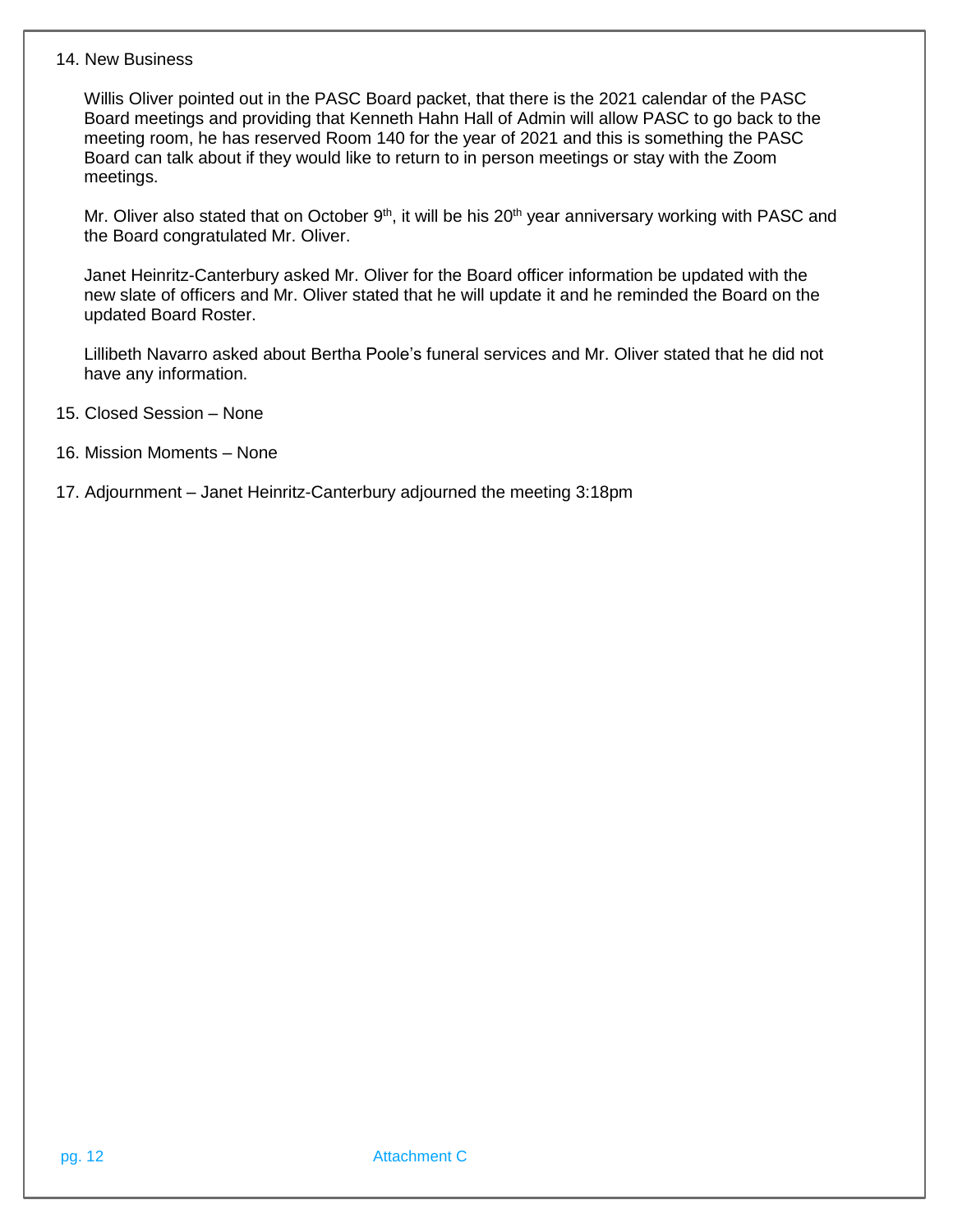14. New Business

    Willis Oliver pointed out in the PASC Board packet, that there is the 2021 calendar of the PASC Board meetings and providing that Kenneth Hahn Hall of Admin will allow PASC to go back to the meeting room, he has reserved Room 140 for the year of 2021 and this is something the PASC Board can talk about if they would like to return to in person meetings or stay with the Zoom meetings.

    Mr. Oliver also stated that on October 9th, it will be his 20th year anniversary working with PASC and the Board congratulated Mr. Oliver.

    Janet Heinritz-Canterbury asked Mr. Oliver for the Board officer information be updated with the new slate of officers and Mr. Oliver stated that he will update it and he reminded the Board on the updated Board Roster.

    Lillibeth Navarro asked about Bertha Poole's funeral services and Mr. Oliver stated that he did not have any information.

15. Closed Session – None

16. Mission Moments – None

17. Adjournment – Janet Heinritz-Canterbury adjourned the meeting 3:18pm

Attachment C